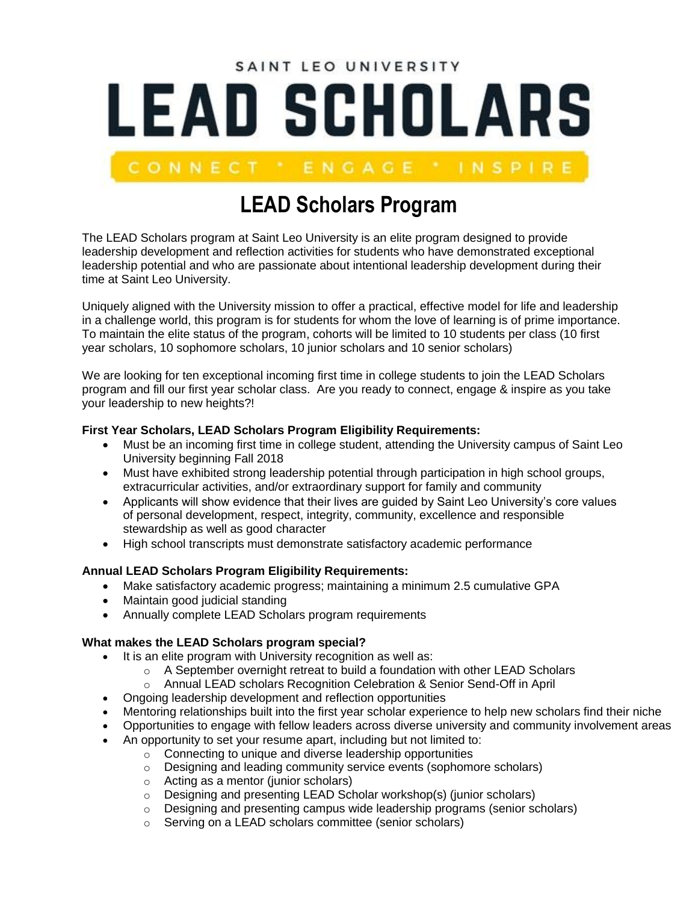SAINT LEO UNIVERSITY

# LEAD SCHOLARS

CONNECT * ENGAGE * INSPIRE

## LEAD Scholars Program

The LEAD Scholars program at Saint Leo University is an elite program designed to provide leadership development and reflection activities for students who have demonstrated exceptional leadership potential and who are passionate about intentional leadership development during their time at Saint Leo University.

Uniquely aligned with the University mission to offer a practical, effective model for life and leadership in a challenge world, this program is for students for whom the love of learning is of prime importance. To maintain the elite status of the program, cohorts will be limited to 10 students per class (10 first year scholars, 10 sophomore scholars, 10 junior scholars and 10 senior scholars)

We are looking for ten exceptional incoming first time in college students to join the LEAD Scholars program and fill our first year scholar class. Are you ready to connect, engage & inspire as you take your leadership to new heights?!

**First Year Scholars, LEAD Scholars Program Eligibility Requirements:**

- Must be an incoming first time in college student, attending the University campus of Saint Leo University beginning Fall 2018
- Must have exhibited strong leadership potential through participation in high school groups, extracurricular activities, and/or extraordinary support for family and community
- Applicants will show evidence that their lives are guided by Saint Leo University's core values of personal development, respect, integrity, community, excellence and responsible stewardship as well as good character
- High school transcripts must demonstrate satisfactory academic performance

**Annual LEAD Scholars Program Eligibility Requirements:**

- Make satisfactory academic progress; maintaining a minimum 2.5 cumulative GPA
- Maintain good judicial standing
- Annually complete LEAD Scholars program requirements

**What makes the LEAD Scholars program special?**

- It is an elite program with University recognition as well as:
  - A September overnight retreat to build a foundation with other LEAD Scholars
  - Annual LEAD scholars Recognition Celebration & Senior Send-Off in April
- Ongoing leadership development and reflection opportunities
- Mentoring relationships built into the first year scholar experience to help new scholars find their niche
- Opportunities to engage with fellow leaders across diverse university and community involvement areas
- An opportunity to set your resume apart, including but not limited to:
  - Connecting to unique and diverse leadership opportunities
  - Designing and leading community service events (sophomore scholars)
  - Acting as a mentor (junior scholars)
  - Designing and presenting LEAD Scholar workshop(s) (junior scholars)
  - Designing and presenting campus wide leadership programs (senior scholars)
  - Serving on a LEAD scholars committee (senior scholars)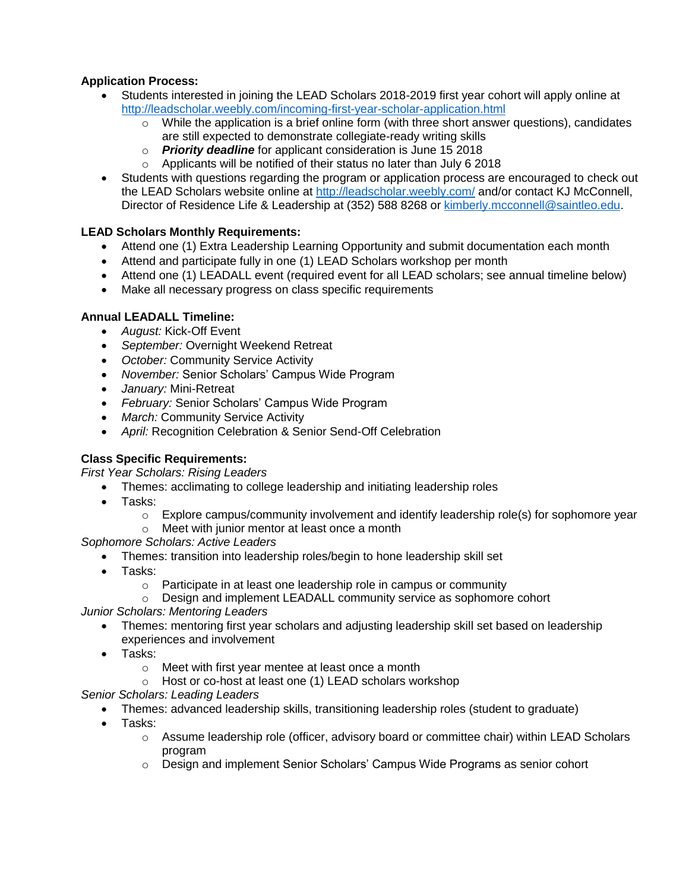**Application Process:**

- Students interested in joining the LEAD Scholars 2018-2019 first year cohort will apply online at http://leadscholar.weebly.com/incoming-first-year-scholar-application.html
  - While the application is a brief online form (with three short answer questions), candidates are still expected to demonstrate collegiate-ready writing skills
  - ***Priority deadline*** for applicant consideration is June 15 2018
  - Applicants will be notified of their status no later than July 6 2018
- Students with questions regarding the program or application process are encouraged to check out the LEAD Scholars website online at http://leadscholar.weebly.com/ and/or contact KJ McConnell, Director of Residence Life & Leadership at (352) 588 8268 or kimberly.mcconnell@saintleo.edu.

**LEAD Scholars Monthly Requirements:**

- Attend one (1) Extra Leadership Learning Opportunity and submit documentation each month
- Attend and participate fully in one (1) LEAD Scholars workshop per month
- Attend one (1) LEADALL event (required event for all LEAD scholars; see annual timeline below)
- Make all necessary progress on class specific requirements

**Annual LEADALL Timeline:**

- *August:* Kick-Off Event
- *September:* Overnight Weekend Retreat
- *October:* Community Service Activity
- *November:* Senior Scholars' Campus Wide Program
- *January:* Mini-Retreat
- *February:* Senior Scholars' Campus Wide Program
- *March:* Community Service Activity
- *April:* Recognition Celebration & Senior Send-Off Celebration

**Class Specific Requirements:**

*First Year Scholars: Rising Leaders*

- Themes: acclimating to college leadership and initiating leadership roles
- Tasks:
  - Explore campus/community involvement and identify leadership role(s) for sophomore year
  - Meet with junior mentor at least once a month

*Sophomore Scholars: Active Leaders*

- Themes: transition into leadership roles/begin to hone leadership skill set
- Tasks:
  - Participate in at least one leadership role in campus or community
  - Design and implement LEADALL community service as sophomore cohort

*Junior Scholars: Mentoring Leaders*

- Themes: mentoring first year scholars and adjusting leadership skill set based on leadership experiences and involvement
- Tasks:
  - Meet with first year mentee at least once a month
  - Host or co-host at least one (1) LEAD scholars workshop

*Senior Scholars: Leading Leaders*

- Themes: advanced leadership skills, transitioning leadership roles (student to graduate)
- Tasks:
  - Assume leadership role (officer, advisory board or committee chair) within LEAD Scholars program
  - Design and implement Senior Scholars' Campus Wide Programs as senior cohort